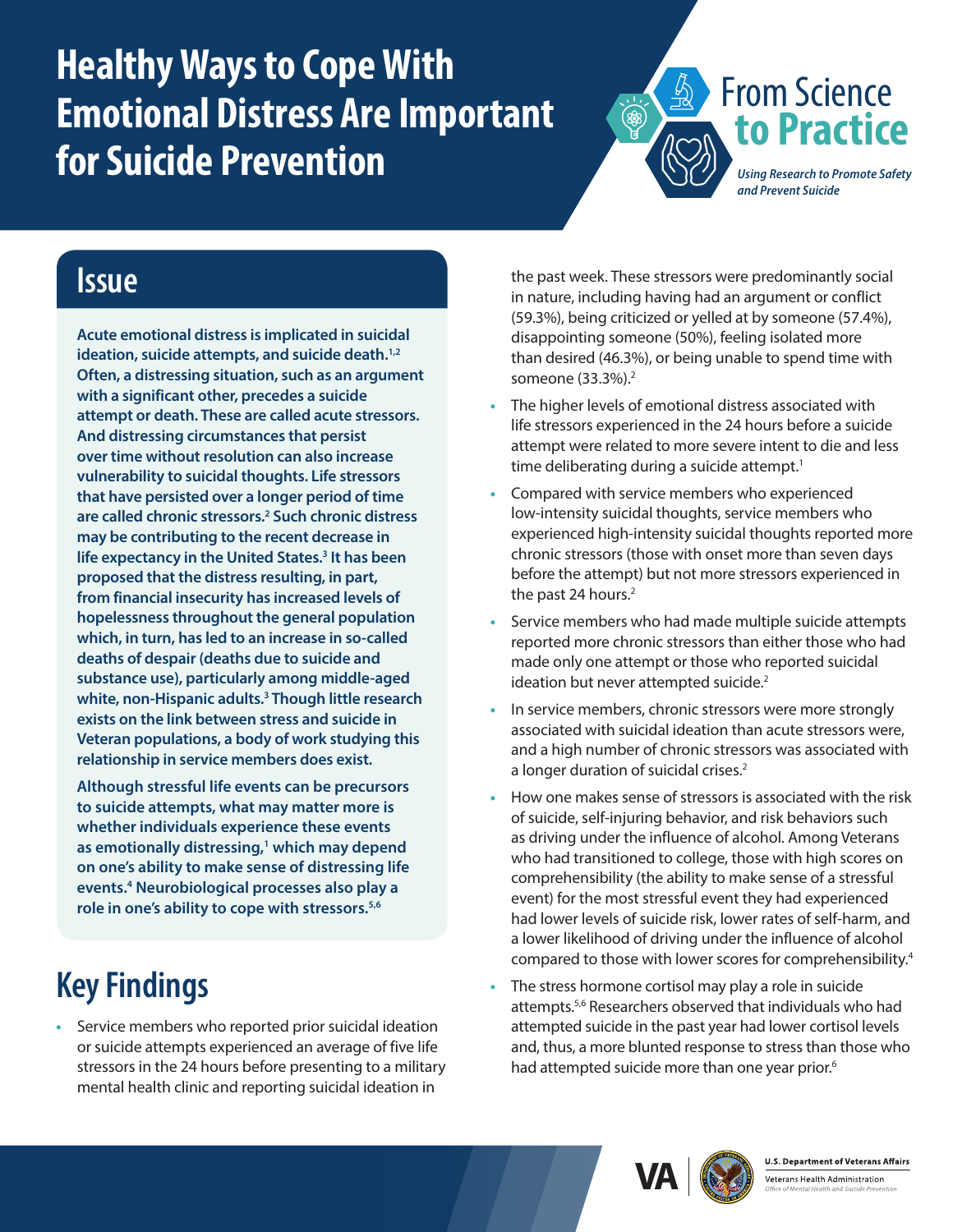# Healthy Ways to Cope With Emotional Distress Are Important for Suicide Prevention

From Science to Practice

*Using Research to Promote Safety and Prevent Suicide*

## Issue

**Acute emotional distress is implicated in suicidal ideation, suicide attempts, and suicide death.[1,2] Often, a distressing situation, such as an argument with a significant other, precedes a suicide attempt or death. These are called acute stressors. And distressing circumstances that persist over time without resolution can also increase vulnerability to suicidal thoughts. Life stressors that have persisted over a longer period of time are called chronic stressors.[2] Such chronic distress may be contributing to the recent decrease in life expectancy in the United States.[3] It has been proposed that the distress resulting, in part, from financial insecurity has increased levels of hopelessness throughout the general population which, in turn, has led to an increase in so-called deaths of despair (deaths due to suicide and substance use), particularly among middle-aged white, non-Hispanic adults.[3] Though little research exists on the link between stress and suicide in Veteran populations, a body of work studying this relationship in service members does exist.**

**Although stressful life events can be precursors to suicide attempts, what may matter more is whether individuals experience these events as emotionally distressing,[1] which may depend on one's ability to make sense of distressing life events.[4] Neurobiological processes also play a role in one's ability to cope with stressors.[5,6]**

## Key Findings

- Service members who reported prior suicidal ideation or suicide attempts experienced an average of five life stressors in the 24 hours before presenting to a military mental health clinic and reporting suicidal ideation in the past week. These stressors were predominantly social in nature, including having had an argument or conflict (59.3%), being criticized or yelled at by someone (57.4%), disappointing someone (50%), feeling isolated more than desired (46.3%), or being unable to spend time with someone (33.3%).[2]
- The higher levels of emotional distress associated with life stressors experienced in the 24 hours before a suicide attempt were related to more severe intent to die and less time deliberating during a suicide attempt.[1]
- Compared with service members who experienced low-intensity suicidal thoughts, service members who experienced high-intensity suicidal thoughts reported more chronic stressors (those with onset more than seven days before the attempt) but not more stressors experienced in the past 24 hours.[2]
- Service members who had made multiple suicide attempts reported more chronic stressors than either those who had made only one attempt or those who reported suicidal ideation but never attempted suicide.[2]
- In service members, chronic stressors were more strongly associated with suicidal ideation than acute stressors were, and a high number of chronic stressors was associated with a longer duration of suicidal crises.[2]
- How one makes sense of stressors is associated with the risk of suicide, self-injuring behavior, and risk behaviors such as driving under the influence of alcohol. Among Veterans who had transitioned to college, those with high scores on comprehensibility (the ability to make sense of a stressful event) for the most stressful event they had experienced had lower levels of suicide risk, lower rates of self-harm, and a lower likelihood of driving under the influence of alcohol compared to those with lower scores for comprehensibility.[4]
- The stress hormone cortisol may play a role in suicide attempts.[5,6] Researchers observed that individuals who had attempted suicide in the past year had lower cortisol levels and, thus, a more blunted response to stress than those who had attempted suicide more than one year prior.[6]

U.S. Department of Veterans Affairs
Veterans Health Administration
*Office of Mental Health and Suicide Prevention*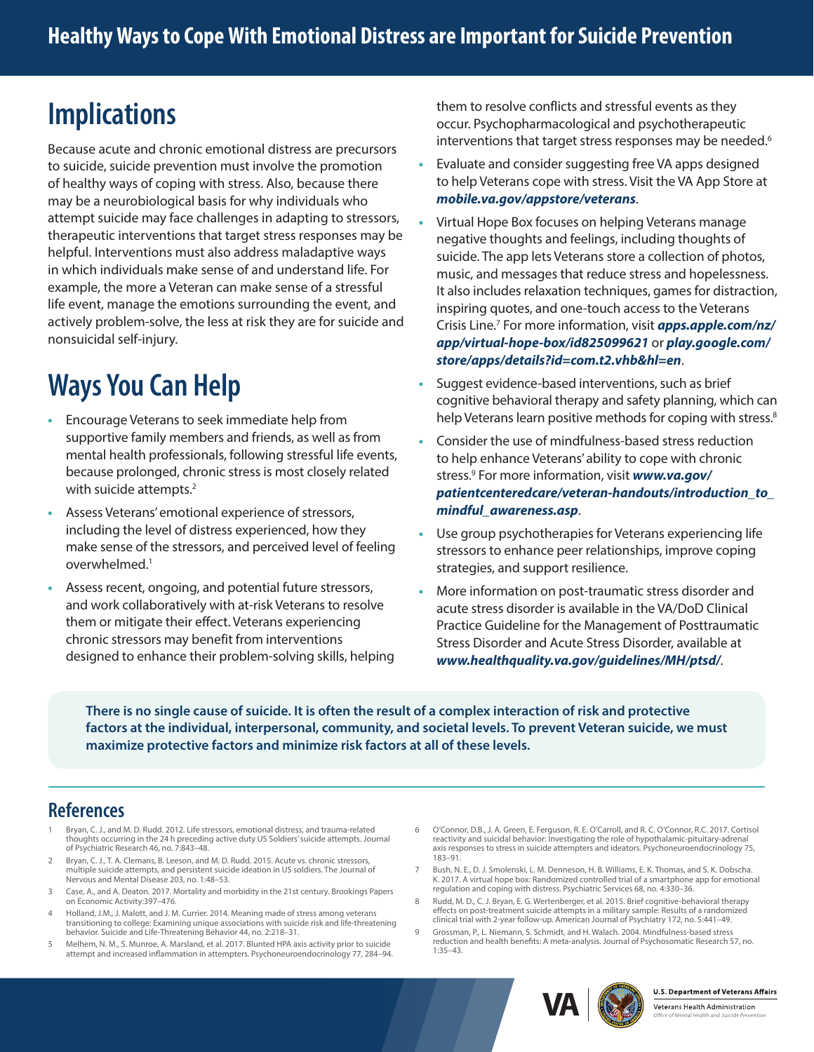# Healthy Ways to Cope With Emotional Distress are Important for Suicide Prevention

## Implications

Because acute and chronic emotional distress are precursors to suicide, suicide prevention must involve the promotion of healthy ways of coping with stress. Also, because there may be a neurobiological basis for why individuals who attempt suicide may face challenges in adapting to stressors, therapeutic interventions that target stress responses may be helpful. Interventions must also address maladaptive ways in which individuals make sense of and understand life. For example, the more a Veteran can make sense of a stressful life event, manage the emotions surrounding the event, and actively problem-solve, the less at risk they are for suicide and nonsuicidal self-injury.

## Ways You Can Help

- Encourage Veterans to seek immediate help from supportive family members and friends, as well as from mental health professionals, following stressful life events, because prolonged, chronic stress is most closely related with suicide attempts.[2]
- Assess Veterans' emotional experience of stressors, including the level of distress experienced, how they make sense of the stressors, and perceived level of feeling overwhelmed.[1]
- Assess recent, ongoing, and potential future stressors, and work collaboratively with at-risk Veterans to resolve them or mitigate their effect. Veterans experiencing chronic stressors may benefit from interventions designed to enhance their problem-solving skills, helping them to resolve conflicts and stressful events as they occur. Psychopharmacological and psychotherapeutic interventions that target stress responses may be needed.[6]
- Evaluate and consider suggesting free VA apps designed to help Veterans cope with stress. Visit the VA App Store at ***mobile.va.gov/appstore/veterans***.
- Virtual Hope Box focuses on helping Veterans manage negative thoughts and feelings, including thoughts of suicide. The app lets Veterans store a collection of photos, music, and messages that reduce stress and hopelessness. It also includes relaxation techniques, games for distraction, inspiring quotes, and one-touch access to the Veterans Crisis Line.[7] For more information, visit ***apps.apple.com/nz/app/virtual-hope-box/id825099621*** or ***play.google.com/store/apps/details?id=com.t2.vhb&hl=en***.
- Suggest evidence-based interventions, such as brief cognitive behavioral therapy and safety planning, which can help Veterans learn positive methods for coping with stress.[8]
- Consider the use of mindfulness-based stress reduction to help enhance Veterans' ability to cope with chronic stress.[9] For more information, visit ***www.va.gov/patientcenteredcare/veteran-handouts/introduction_to_mindful_awareness.asp***.
- Use group psychotherapies for Veterans experiencing life stressors to enhance peer relationships, improve coping strategies, and support resilience.
- More information on post-traumatic stress disorder and acute stress disorder is available in the VA/DoD Clinical Practice Guideline for the Management of Posttraumatic Stress Disorder and Acute Stress Disorder, available at ***www.healthquality.va.gov/guidelines/MH/ptsd/***.

**There is no single cause of suicide. It is often the result of a complex interaction of risk and protective factors at the individual, interpersonal, community, and societal levels. To prevent Veteran suicide, we must maximize protective factors and minimize risk factors at all of these levels.**

## References

1. Bryan, C. J., and M. D. Rudd. 2012. Life stressors, emotional distress, and trauma-related thoughts occurring in the 24 h preceding active duty US Soldiers' suicide attempts. Journal of Psychiatric Research 46, no. 7:843–48.
2. Bryan, C. J., T. A. Clemans, B. Leeson, and M. D. Rudd. 2015. Acute vs. chronic stressors, multiple suicide attempts, and persistent suicide ideation in US soldiers. The Journal of Nervous and Mental Disease 203, no. 1:48–53.
3. Case, A., and A. Deaton. 2017. Mortality and morbidity in the 21st century. Brookings Papers on Economic Activity:397–476.
4. Holland, J.M., J. Malott, and J. M. Currier. 2014. Meaning made of stress among veterans transitioning to college: Examining unique associations with suicide risk and life-threatening behavior. Suicide and Life-Threatening Behavior 44, no. 2:218–31.
5. Melhem, N. M., S. Munroe, A. Marsland, et al. 2017. Blunted HPA axis activity prior to suicide attempt and increased inflammation in attempters. Psychoneuroendocrinology 77, 284–94.
6. O'Connor, D.B., J. A. Green, E. Ferguson, R. E. O'Carroll, and R. C. O'Connor, R.C. 2017. Cortisol reactivity and suicidal behavior: Investigating the role of hypothalamic-pituitary-adrenal axis responses to stress in suicide attempters and ideators. Psychoneuroendocrinology 75, 183–91.
7. Bush, N. E., D. J. Smolenski, L. M. Denneson, H. B. Williams, E. K. Thomas, and S. K. Dobscha. K. 2017. A virtual hope box: Randomized controlled trial of a smartphone app for emotional regulation and coping with distress. Psychiatric Services 68, no. 4:330–36.
8. Rudd, M. D., C. J. Bryan, E. G. Wertenberger, et al. 2015. Brief cognitive-behavioral therapy effects on post-treatment suicide attempts in a military sample: Results of a randomized clinical trial with 2-year follow-up. American Journal of Psychiatry 172, no. 5:441–49.
9. Grossman, P., L. Niemann, S. Schmidt, and H. Walach. 2004. Mindfulness-based stress reduction and health benefits: A meta-analysis. Journal of Psychosomatic Research 57, no. 1:35–43.

U.S. Department of Veterans Affairs
Veterans Health Administration
Office of Mental Health and Suicide Prevention